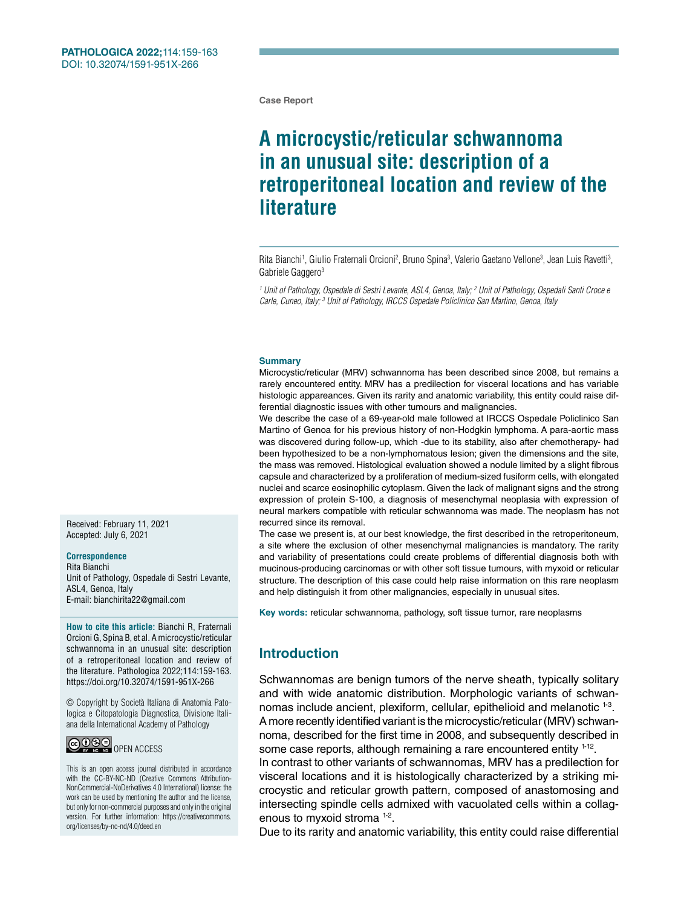Case Report

# A microcystic/reticular schwannoma in an unusual site: description of a retroperitoneal location and review of the literature

Rita Bianchi[1], Giulio Fraternali Orcioni[2], Bruno Spina[3], Valerio Gaetano Vellone[3], Jean Luis Ravetti[3], Gabriele Gaggero[3]

*[1] Unit of Pathology, Ospedale di Sestri Levante, ASL4, Genoa, Italy; [2] Unit of Pathology, Ospedali Santi Croce e Carle, Cuneo, Italy; [3] Unit of Pathology, IRCCS Ospedale Policlinico San Martino, Genoa, Italy*

### Summary

Microcystic/reticular (MRV) schwannoma has been described since 2008, but remains a rarely encountered entity. MRV has a predilection for visceral locations and has variable histologic appearances. Given its rarity and anatomic variability, this entity could raise differential diagnostic issues with other tumours and malignancies.

We describe the case of a 69-year-old male followed at IRCCS Ospedale Policlinico San Martino of Genoa for his previous history of non-Hodgkin lymphoma. A para-aortic mass was discovered during follow-up, which -due to its stability, also after chemotherapy- had been hypothesized to be a non-lymphomatous lesion; given the dimensions and the site, the mass was removed. Histological evaluation showed a nodule limited by a slight fibrous capsule and characterized by a proliferation of medium-sized fusiform cells, with elongated nuclei and scarce eosinophilic cytoplasm. Given the lack of malignant signs and the strong expression of protein S-100, a diagnosis of mesenchymal neoplasia with expression of neural markers compatible with reticular schwannoma was made. The neoplasm has not recurred since its removal.

The case we present is, at our best knowledge, the first described in the retroperitoneum, a site where the exclusion of other mesenchymal malignancies is mandatory. The rarity and variability of presentations could create problems of differential diagnosis both with mucinous-producing carcinomas or with other soft tissue tumours, with myxoid or reticular structure. The description of this case could help raise information on this rare neoplasm and help distinguish it from other malignancies, especially in unusual sites.

**Key words:** reticular schwannoma, pathology, soft tissue tumor, rare neoplasms

Received: February 11, 2021
Accepted: July 6, 2021

**Correspondence**
Rita Bianchi
Unit of Pathology, Ospedale di Sestri Levante, ASL4, Genoa, Italy
E-mail: bianchirita22@gmail.com

**How to cite this article:** Bianchi R, Fraternali Orcioni G, Spina B, et al. A microcystic/reticular schwannoma in an unusual site: description of a retroperitoneal location and review of the literature. Pathologica 2022;114:159-163. https://doi.org/10.32074/1591-951X-266

© Copyright by Società Italiana di Anatomia Patologica e Citopatologia Diagnostica, Divisione Italiana della International Academy of Pathology

OPEN ACCESS

This is an open access journal distributed in accordance with the CC-BY-NC-ND (Creative Commons Attribution-NonCommercial-NoDerivatives 4.0 International) license: the work can be used by mentioning the author and the license, but only for non-commercial purposes and only in the original version. For further information: https://creativecommons.org/licenses/by-nc-nd/4.0/deed.en

## Introduction

Schwannomas are benign tumors of the nerve sheath, typically solitary and with wide anatomic distribution. Morphologic variants of schwannomas include ancient, plexiform, cellular, epithelioid and melanotic [1-3]. A more recently identified variant is the microcystic/reticular (MRV) schwannoma, described for the first time in 2008, and subsequently described in some case reports, although remaining a rare encountered entity [1-12].

In contrast to other variants of schwannomas, MRV has a predilection for visceral locations and it is histologically characterized by a striking microcystic and reticular growth pattern, composed of anastomosing and intersecting spindle cells admixed with vacuolated cells within a collagenous to myxoid stroma [1-2].

Due to its rarity and anatomic variability, this entity could raise differential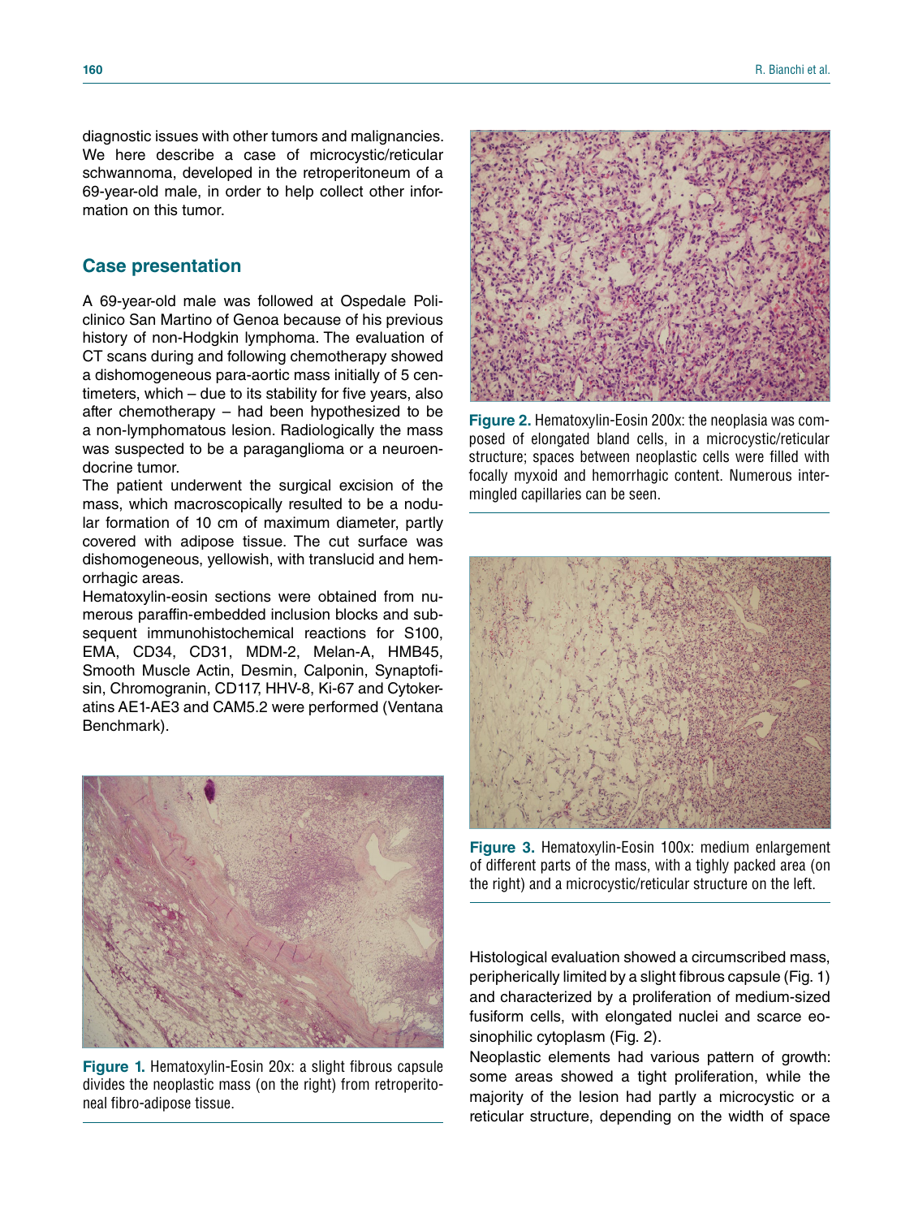diagnostic issues with other tumors and malignancies. We here describe a case of microcystic/reticular schwannoma, developed in the retroperitoneum of a 69-year-old male, in order to help collect other information on this tumor.

## Case presentation

A 69-year-old male was followed at Ospedale Policlinico San Martino of Genoa because of his previous history of non-Hodgkin lymphoma. The evaluation of CT scans during and following chemotherapy showed a dishomogeneous para-aortic mass initially of 5 centimeters, which – due to its stability for five years, also after chemotherapy – had been hypothesized to be a non-lymphomatous lesion. Radiologically the mass was suspected to be a paraganglioma or a neuroendocrine tumor.

The patient underwent the surgical excision of the mass, which macroscopically resulted to be a nodular formation of 10 cm of maximum diameter, partly covered with adipose tissue. The cut surface was dishomogeneous, yellowish, with translucid and hemorrhagic areas.

Hematoxylin-eosin sections were obtained from numerous paraffin-embedded inclusion blocks and subsequent immunohistochemical reactions for S100, EMA, CD34, CD31, MDM-2, Melan-A, HMB45, Smooth Muscle Actin, Desmin, Calponin, Synaptofisin, Chromogranin, CD117, HHV-8, Ki-67 and Cytokeratins AE1-AE3 and CAM5.2 were performed (Ventana Benchmark).

**Figure 1.** Hematoxylin-Eosin 20x: a slight fibrous capsule divides the neoplastic mass (on the right) from retroperitoneal fibro-adipose tissue.

**Figure 2.** Hematoxylin-Eosin 200x: the neoplasia was composed of elongated bland cells, in a microcystic/reticular structure; spaces between neoplastic cells were filled with focally myxoid and hemorrhagic content. Numerous intermingled capillaries can be seen.

**Figure 3.** Hematoxylin-Eosin 100x: medium enlargement of different parts of the mass, with a tighly packed area (on the right) and a microcystic/reticular structure on the left.

Histological evaluation showed a circumscribed mass, peripherically limited by a slight fibrous capsule (Fig. 1) and characterized by a proliferation of medium-sized fusiform cells, with elongated nuclei and scarce eosinophilic cytoplasm (Fig. 2).

Neoplastic elements had various pattern of growth: some areas showed a tight proliferation, while the majority of the lesion had partly a microcystic or a reticular structure, depending on the width of space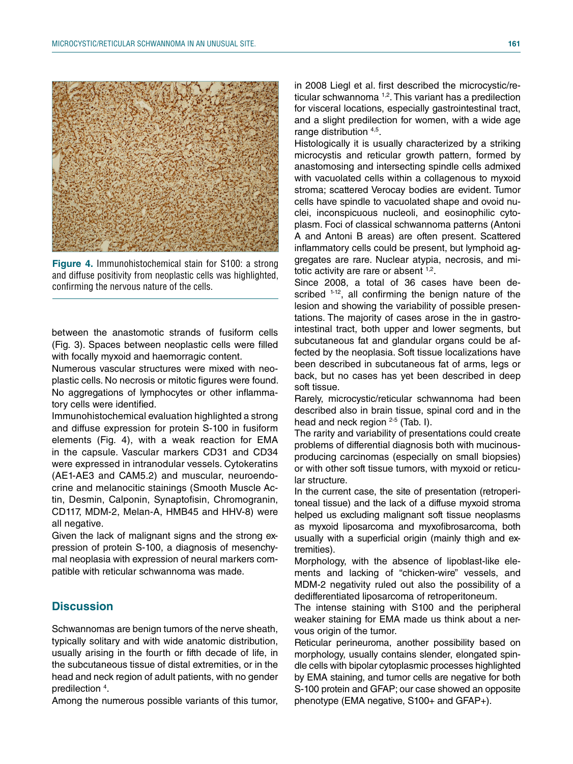**Figure 4.** Immunohistochemical stain for S100: a strong and diffuse positivity from neoplastic cells was highlighted, confirming the nervous nature of the cells.

between the anastomotic strands of fusiform cells (Fig. 3). Spaces between neoplastic cells were filled with focally myxoid and haemorragic content.

Numerous vascular structures were mixed with neoplastic cells. No necrosis or mitotic figures were found. No aggregations of lymphocytes or other inflammatory cells were identified.

Immunohistochemical evaluation highlighted a strong and diffuse expression for protein S-100 in fusiform elements (Fig. 4), with a weak reaction for EMA in the capsule. Vascular markers CD31 and CD34 were expressed in intranodular vessels. Cytokeratins (AE1-AE3 and CAM5.2) and muscular, neuroendocrine and melanocitic stainings (Smooth Muscle Actin, Desmin, Calponin, Synaptofisin, Chromogranin, CD117, MDM-2, Melan-A, HMB45 and HHV-8) were all negative.

Given the lack of malignant signs and the strong expression of protein S-100, a diagnosis of mesenchymal neoplasia with expression of neural markers compatible with reticular schwannoma was made.

## Discussion

Schwannomas are benign tumors of the nerve sheath, typically solitary and with wide anatomic distribution, usually arising in the fourth or fifth decade of life, in the subcutaneous tissue of distal extremities, or in the head and neck region of adult patients, with no gender predilection [4].

Among the numerous possible variants of this tumor, in 2008 Liegl et al. first described the microcystic/reticular schwannoma [1,2]. This variant has a predilection for visceral locations, especially gastrointestinal tract, and a slight predilection for women, with a wide age range distribution [4,5].

Histologically it is usually characterized by a striking microcystis and reticular growth pattern, formed by anastomosing and intersecting spindle cells admixed with vacuolated cells within a collagenous to myxoid stroma; scattered Verocay bodies are evident. Tumor cells have spindle to vacuolated shape and ovoid nuclei, inconspicuous nucleoli, and eosinophilic cytoplasm. Foci of classical schwannoma patterns (Antoni A and Antoni B areas) are often present. Scattered inflammatory cells could be present, but lymphoid aggregates are rare. Nuclear atypia, necrosis, and mitotic activity are rare or absent [1,2].

Since 2008, a total of 36 cases have been described [1-12], all confirming the benign nature of the lesion and showing the variability of possible presentations. The majority of cases arose in the gastrointestinal tract, both upper and lower segments, but subcutaneous fat and glandular organs could be affected by the neoplasia. Soft tissue localizations have been described in subcutaneous fat of arms, legs or back, but no cases has yet been described in deep soft tissue.

Rarely, microcystic/reticular schwannoma had been described also in brain tissue, spinal cord and in the head and neck region [2-5] (Tab. I).

The rarity and variability of presentations could create problems of differential diagnosis both with mucinous-producing carcinomas (especially on small biopsies) or with other soft tissue tumors, with myxoid or reticular structure.

In the current case, the site of presentation (retroperitoneal tissue) and the lack of a diffuse myxoid stroma helped us excluding malignant soft tissue neoplasms as myxoid liposarcoma and myxofibrosarcoma, both usually with a superficial origin (mainly thigh and extremities).

Morphology, with the absence of lipoblast-like elements and lacking of "chicken-wire" vessels, and MDM-2 negativity ruled out also the possibility of a dedifferentiated liposarcoma of retroperitoneum.

The intense staining with S100 and the peripheral weaker staining for EMA made us think about a nervous origin of the tumor.

Reticular perineuroma, another possibility based on morphology, usually contains slender, elongated spindle cells with bipolar cytoplasmic processes highlighted by EMA staining, and tumor cells are negative for both S-100 protein and GFAP; our case showed an opposite phenotype (EMA negative, S100+ and GFAP+).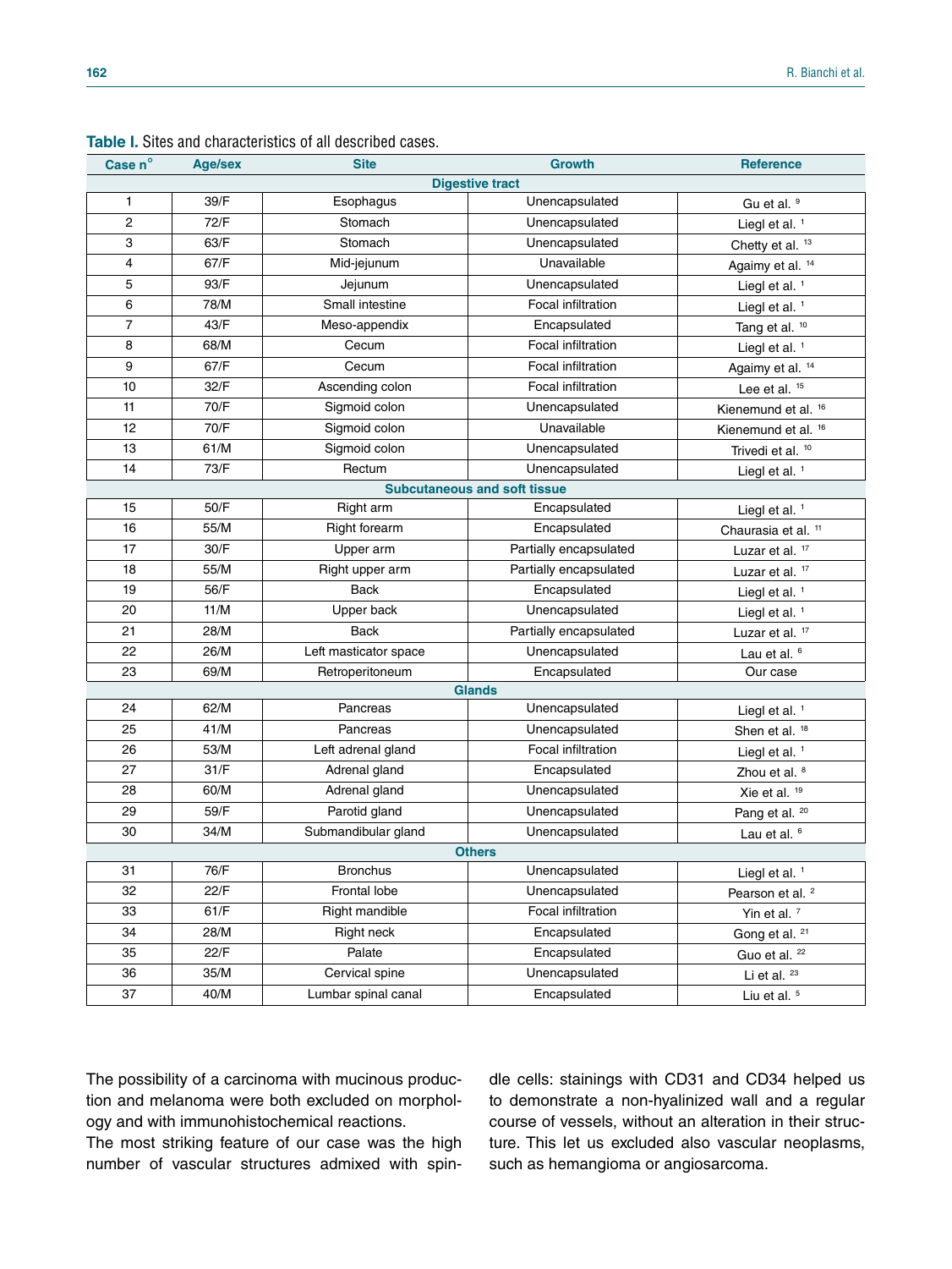**Table I.** Sites and characteristics of all described cases.

| Case n° | Age/sex | Site | Growth | Reference |
|---|---|---|---|---|
| **Digestive tract** | | | | |
| 1 | 39/F | Esophagus | Unencapsulated | Gu et al. [9] |
| 2 | 72/F | Stomach | Unencapsulated | Liegl et al. [1] |
| 3 | 63/F | Stomach | Unencapsulated | Chetty et al. [13] |
| 4 | 67/F | Mid-jejunum | Unavailable | Agaimy et al. [14] |
| 5 | 93/F | Jejunum | Unencapsulated | Liegl et al. [1] |
| 6 | 78/M | Small intestine | Focal infiltration | Liegl et al. [1] |
| 7 | 43/F | Meso-appendix | Encapsulated | Tang et al. [10] |
| 8 | 68/M | Cecum | Focal infiltration | Liegl et al. [1] |
| 9 | 67/F | Cecum | Focal infiltration | Agaimy et al. [14] |
| 10 | 32/F | Ascending colon | Focal infiltration | Lee et al. [15] |
| 11 | 70/F | Sigmoid colon | Unencapsulated | Kienemund et al. [16] |
| 12 | 70/F | Sigmoid colon | Unavailable | Kienemund et al. [16] |
| 13 | 61/M | Sigmoid colon | Unencapsulated | Trivedi et al. [10] |
| 14 | 73/F | Rectum | Unencapsulated | Liegl et al. [1] |
| **Subcutaneous and soft tissue** | | | | |
| 15 | 50/F | Right arm | Encapsulated | Liegl et al. [1] |
| 16 | 55/M | Right forearm | Encapsulated | Chaurasia et al. [11] |
| 17 | 30/F | Upper arm | Partially encapsulated | Luzar et al. [17] |
| 18 | 55/M | Right upper arm | Partially encapsulated | Luzar et al. [17] |
| 19 | 56/F | Back | Encapsulated | Liegl et al. [1] |
| 20 | 11/M | Upper back | Unencapsulated | Liegl et al. [1] |
| 21 | 28/M | Back | Partially encapsulated | Luzar et al. [17] |
| 22 | 26/M | Left masticator space | Unencapsulated | Lau et al. [6] |
| 23 | 69/M | Retroperitoneum | Encapsulated | Our case |
| **Glands** | | | | |
| 24 | 62/M | Pancreas | Unencapsulated | Liegl et al. [1] |
| 25 | 41/M | Pancreas | Unencapsulated | Shen et al. [18] |
| 26 | 53/M | Left adrenal gland | Focal infiltration | Liegl et al. [1] |
| 27 | 31/F | Adrenal gland | Encapsulated | Zhou et al. [8] |
| 28 | 60/M | Adrenal gland | Unencapsulated | Xie et al. [19] |
| 29 | 59/F | Parotid gland | Unencapsulated | Pang et al. [20] |
| 30 | 34/M | Submandibular gland | Unencapsulated | Lau et al. [6] |
| **Others** | | | | |
| 31 | 76/F | Bronchus | Unencapsulated | Liegl et al. [1] |
| 32 | 22/F | Frontal lobe | Unencapsulated | Pearson et al. [2] |
| 33 | 61/F | Right mandible | Focal infiltration | Yin et al. [7] |
| 34 | 28/M | Right neck | Encapsulated | Gong et al. [21] |
| 35 | 22/F | Palate | Encapsulated | Guo et al. [22] |
| 36 | 35/M | Cervical spine | Unencapsulated | Li et al. [23] |
| 37 | 40/M | Lumbar spinal canal | Encapsulated | Liu et al. [5] |

The possibility of a carcinoma with mucinous production and melanoma were both excluded on morphology and with immunohistochemical reactions.

The most striking feature of our case was the high number of vascular structures admixed with spindle cells: stainings with CD31 and CD34 helped us to demonstrate a non-hyalinized wall and a regular course of vessels, without an alteration in their structure. This let us excluded also vascular neoplasms, such as hemangioma or angiosarcoma.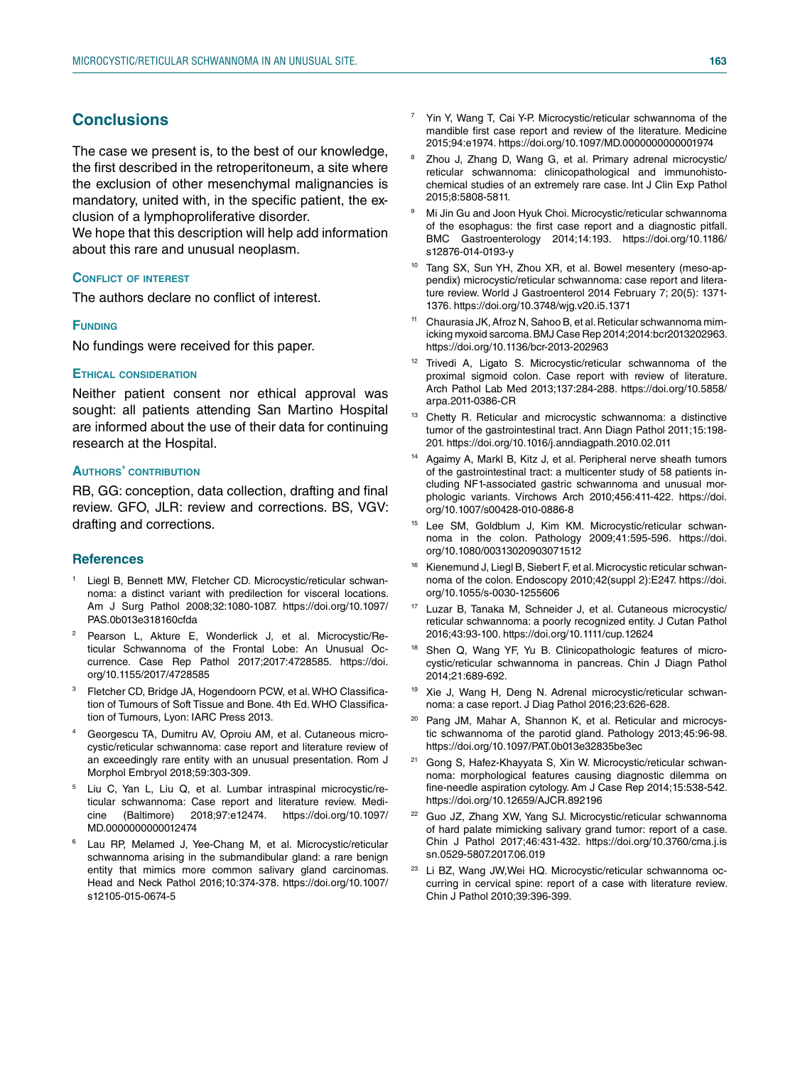## Conclusions

The case we present is, to the best of our knowledge, the first described in the retroperitoneum, a site where the exclusion of other mesenchymal malignancies is mandatory, united with, in the specific patient, the exclusion of a lymphoproliferative disorder.

We hope that this description will help add information about this rare and unusual neoplasm.

### Conflict of interest

The authors declare no conflict of interest.

### Funding

No fundings were received for this paper.

### Ethical consideration

Neither patient consent nor ethical approval was sought: all patients attending San Martino Hospital are informed about the use of their data for continuing research at the Hospital.

### Authors' contribution

RB, GG: conception, data collection, drafting and final review. GFO, JLR: review and corrections. BS, VGV: drafting and corrections.

## References

1. Liegl B, Bennett MW, Fletcher CD. Microcystic/reticular schwannoma: a distinct variant with predilection for visceral locations. Am J Surg Pathol 2008;32:1080-1087. https://doi.org/10.1097/PAS.0b013e318160cfda
2. Pearson L, Akture E, Wonderlick J, et al. Microcystic/Reticular Schwannoma of the Frontal Lobe: An Unusual Occurrence. Case Rep Pathol 2017;2017:4728585. https://doi.org/10.1155/2017/4728585
3. Fletcher CD, Bridge JA, Hogendoorn PCW, et al. WHO Classification of Tumours of Soft Tissue and Bone. 4th Ed. WHO Classification of Tumours, Lyon: IARC Press 2013.
4. Georgescu TA, Dumitru AV, Oproiu AM, et al. Cutaneous microcystic/reticular schwannoma: case report and literature review of an exceedingly rare entity with an unusual presentation. Rom J Morphol Embryol 2018;59:303-309.
5. Liu C, Yan L, Liu Q, et al. Lumbar intraspinal microcystic/reticular schwannoma: Case report and literature review. Medicine (Baltimore) 2018;97:e12474. https://doi.org/10.1097/MD.0000000000012474
6. Lau RP, Melamed J, Yee-Chang M, et al. Microcystic/reticular schwannoma arising in the submandibular gland: a rare benign entity that mimics more common salivary gland carcinomas. Head and Neck Pathol 2016;10:374-378. https://doi.org/10.1007/s12105-015-0674-5
7. Yin Y, Wang T, Cai Y-P. Microcystic/reticular schwannoma of the mandible first case report and review of the literature. Medicine 2015;94:e1974. https://doi.org/10.1097/MD.0000000000001974
8. Zhou J, Zhang D, Wang G, et al. Primary adrenal microcystic/reticular schwannoma: clinicopathological and immunohistochemical studies of an extremely rare case. Int J Clin Exp Pathol 2015;8:5808-5811.
9. Mi Jin Gu and Joon Hyuk Choi. Microcystic/reticular schwannoma of the esophagus: the first case report and a diagnostic pitfall. BMC Gastroenterology 2014;14:193. https://doi.org/10.1186/s12876-014-0193-y
10. Tang SX, Sun YH, Zhou XR, et al. Bowel mesentery (meso-appendix) microcystic/reticular schwannoma: case report and literature review. World J Gastroenterol 2014 February 7; 20(5): 1371-1376. https://doi.org/10.3748/wjg.v20.i5.1371
11. Chaurasia JK, Afroz N, Sahoo B, et al. Reticular schwannoma mimicking myxoid sarcoma. BMJ Case Rep 2014;2014:bcr2013202963. https://doi.org/10.1136/bcr-2013-202963
12. Trivedi A, Ligato S. Microcystic/reticular schwannoma of the proximal sigmoid colon. Case report with review of literature. Arch Pathol Lab Med 2013;137:284-288. https://doi.org/10.5858/arpa.2011-0386-CR
13. Chetty R. Reticular and microcystic schwannoma: a distinctive tumor of the gastrointestinal tract. Ann Diagn Pathol 2011;15:198-201. https://doi.org/10.1016/j.anndiagpath.2010.02.011
14. Agaimy A, Markl B, Kitz J, et al. Peripheral nerve sheath tumors of the gastrointestinal tract: a multicenter study of 58 patients including NF1-associated gastric schwannoma and unusual morphologic variants. Virchows Arch 2010;456:411-422. https://doi.org/10.1007/s00428-010-0886-8
15. Lee SM, Goldblum J, Kim KM. Microcystic/reticular schwannoma in the colon. Pathology 2009;41:595-596. https://doi.org/10.1080/00313020903071512
16. Kienemund J, Liegl B, Siebert F, et al. Microcystic reticular schwannoma of the colon. Endoscopy 2010;42(suppl 2):E247. https://doi.org/10.1055/s-0030-1255606
17. Luzar B, Tanaka M, Schneider J, et al. Cutaneous microcystic/reticular schwannoma: a poorly recognized entity. J Cutan Pathol 2016;43:93-100. https://doi.org/10.1111/cup.12624
18. Shen Q, Wang YF, Yu B. Clinicopathologic features of microcystic/reticular schwannoma in pancreas. Chin J Diagn Pathol 2014;21:689-692.
19. Xie J, Wang H, Deng N. Adrenal microcystic/reticular schwannoma: a case report. J Diag Pathol 2016;23:626-628.
20. Pang JM, Mahar A, Shannon K, et al. Reticular and microcystic schwannoma of the parotid gland. Pathology 2013;45:96-98. https://doi.org/10.1097/PAT.0b013e32835be3ec
21. Gong S, Hafez-Khayyata S, Xin W. Microcystic/reticular schwannoma: morphological features causing diagnostic dilemma on fine-needle aspiration cytology. Am J Case Rep 2014;15:538-542. https://doi.org/10.12659/AJCR.892196
22. Guo JZ, Zhang XW, Yang SJ. Microcystic/reticular schwannoma of hard palate mimicking salivary grand tumor: report of a case. Chin J Pathol 2017;46:431-432. https://doi.org/10.3760/cma.j.issn.0529-5807.2017.06.019
23. Li BZ, Wang JW,Wei HQ. Microcystic/reticular schwannoma occurring in cervical spine: report of a case with literature review. Chin J Pathol 2010;39:396-399.